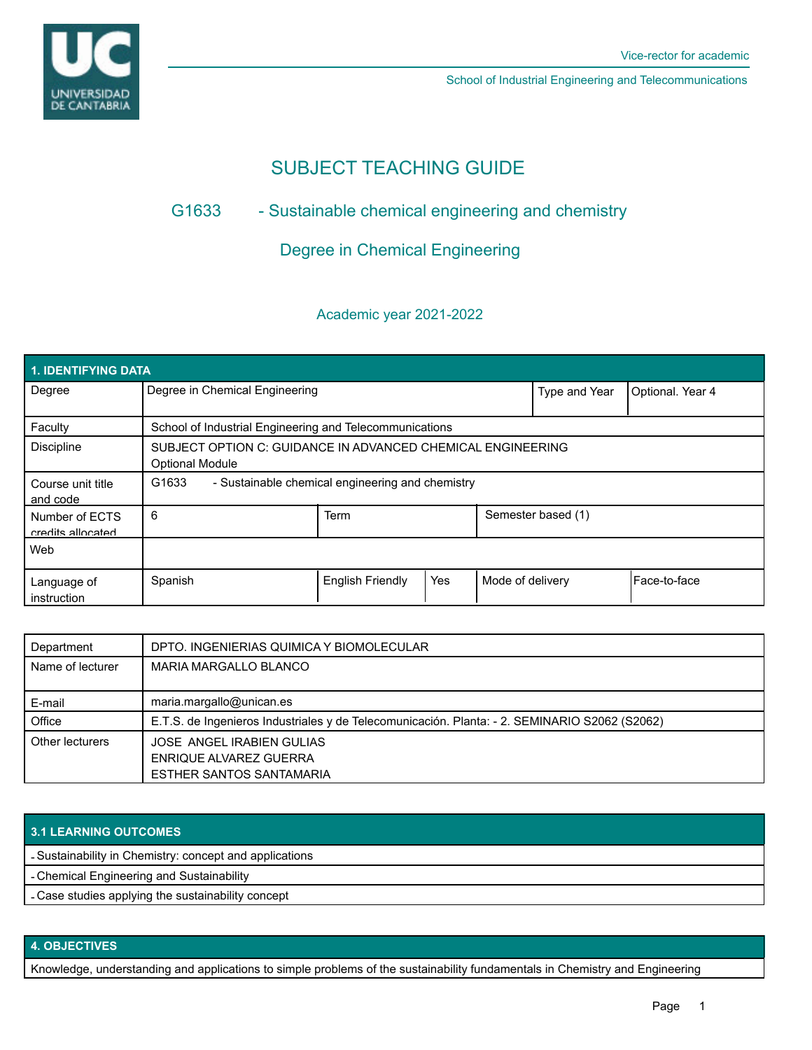Vice-rector for academic

School of Industrial Engineering and Telecommunications

# SUBJECT TEACHING GUIDE

## G1633 - Sustainable chemical engineering and chemistry

## Degree in Chemical Engineering

Academic year 2021-2022

| 1. IDENTIFYING DATA | | | | | |
|---|---|---|---|---|---|
| Degree | Degree in Chemical Engineering | | | Type and Year | Optional. Year 4 |
| Faculty | School of Industrial Engineering and Telecommunications | | | | |
| Discipline | SUBJECT OPTION C: GUIDANCE IN ADVANCED CHEMICAL ENGINEERING<br>Optional Module | | | | |
| Course unit title and code | G1633 - Sustainable chemical engineering and chemistry | | | | |
| Number of ECTS credits allocated | 6 | Term | | Semester based (1) | |
| Web | | | | | |
| Language of instruction | Spanish | English Friendly | Yes | Mode of delivery | Face-to-face |

| | |
|---|---|
| Department | DPTO. INGENIERIAS QUIMICA Y BIOMOLECULAR |
| Name of lecturer | MARIA MARGALLO BLANCO |
| E-mail | maria.margallo@unican.es |
| Office | E.T.S. de Ingenieros Industriales y de Telecomunicación. Planta: - 2. SEMINARIO S2062 (S2062) |
| Other lecturers | JOSE ANGEL IRABIEN GULIAS<br>ENRIQUE ALVAREZ GUERRA<br>ESTHER SANTOS SANTAMARIA |

| 3.1 LEARNING OUTCOMES |
|---|
| - Sustainability in Chemistry: concept and applications |
| - Chemical Engineering and Sustainability |
| - Case studies applying the sustainability concept |

| 4. OBJECTIVES |
|---|
| Knowledge, understanding and applications to simple problems of the sustainability fundamentals in Chemistry and Engineering |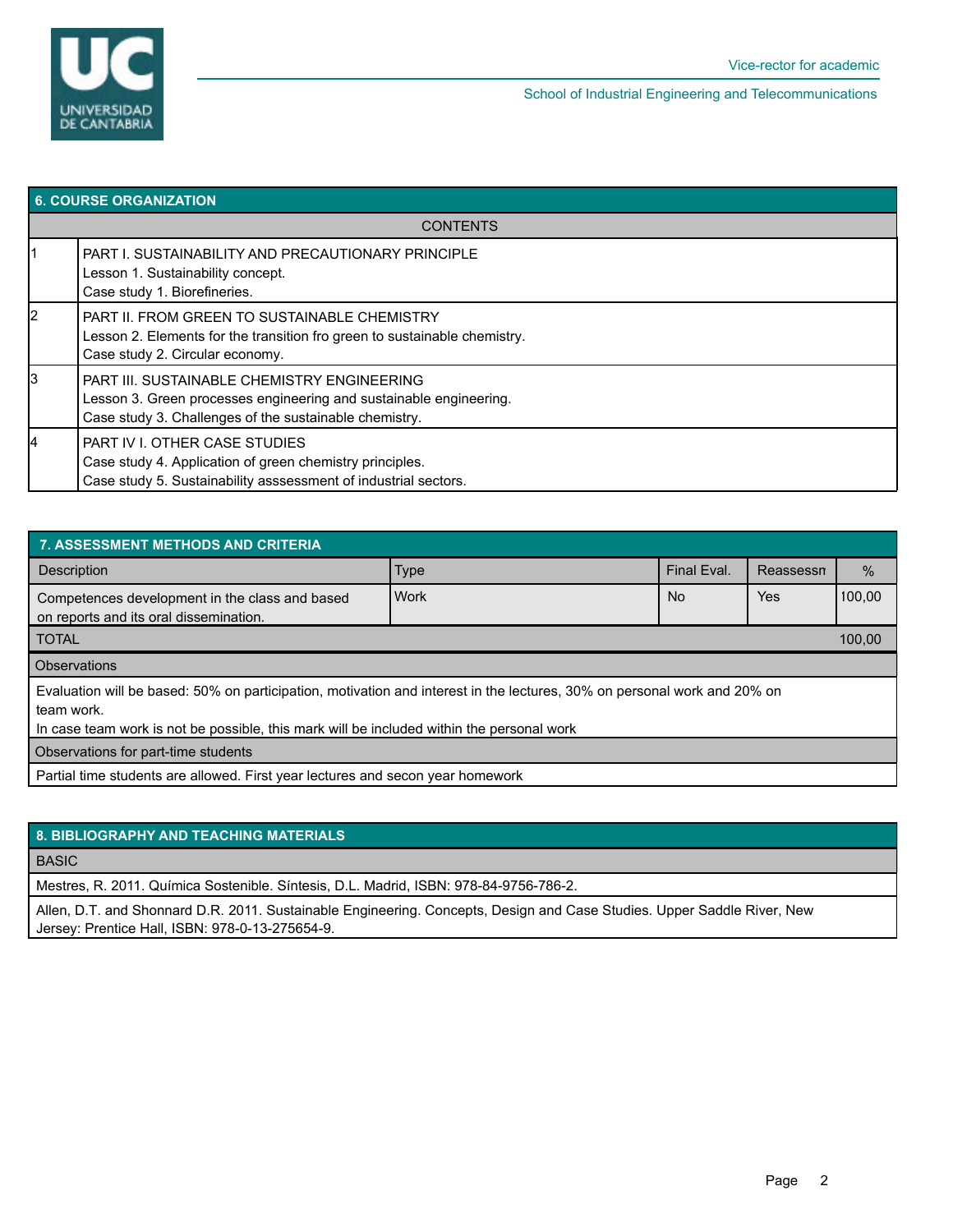## 6. COURSE ORGANIZATION

| CONTENTS | |
|---|---|
| 1 | PART I. SUSTAINABILITY AND PRECAUTIONARY PRINCIPLE<br>Lesson 1. Sustainability concept.<br>Case study 1. Biorefineries. |
| 2 | PART II. FROM GREEN TO SUSTAINABLE CHEMISTRY<br>Lesson 2. Elements for the transition fro green to sustainable chemistry.<br>Case study 2. Circular economy. |
| 3 | PART III. SUSTAINABLE CHEMISTRY ENGINEERING<br>Lesson 3. Green processes engineering and sustainable engineering.<br>Case study 3. Challenges of the sustainable chemistry. |
| 4 | PART IV I. OTHER CASE STUDIES<br>Case study 4. Application of green chemistry principles.<br>Case study 5. Sustainability asssessment of industrial sectors. |

## 7. ASSESSMENT METHODS AND CRITERIA

| Description | Type | Final Eval. | Reassessn | % |
|---|---|---|---|---|
| Competences development in the class and based on reports and its oral dissemination. | Work | No | Yes | 100,00 |
| TOTAL | | | | 100,00 |

**Observations**

Evaluation will be based: 50% on participation, motivation and interest in the lectures, 30% on personal work and 20% on team work.
In case team work is not be possible, this mark will be included within the personal work

**Observations for part-time students**

Partial time students are allowed. First year lectures and secon year homework

## 8. BIBLIOGRAPHY AND TEACHING MATERIALS

**BASIC**

Mestres, R. 2011. Química Sostenible. Síntesis, D.L. Madrid, ISBN: 978-84-9756-786-2.

Allen, D.T. and Shonnard D.R. 2011. Sustainable Engineering. Concepts, Design and Case Studies. Upper Saddle River, New Jersey: Prentice Hall, ISBN: 978-0-13-275654-9.